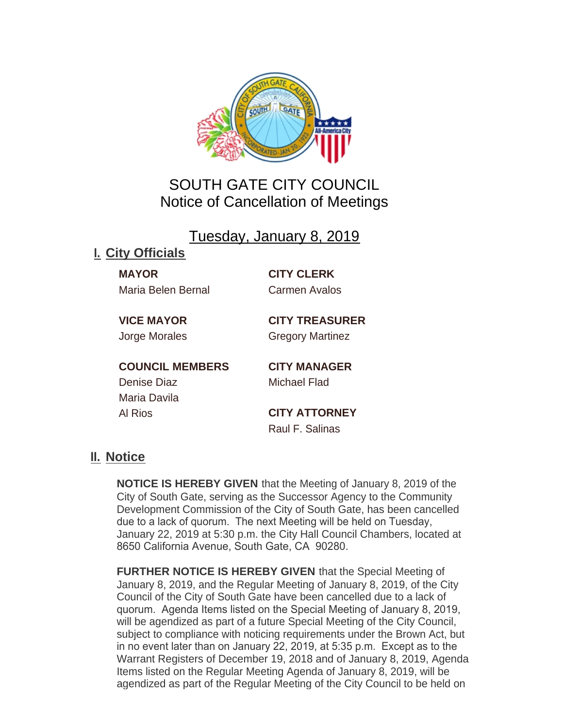# SOUTH GATE CITY COUNCIL
## Notice of Cancellation of Meetings

Tuesday, January 8, 2019

## I. City Officials

**MAYOR**
Maria Belen Bernal

**VICE MAYOR**
Jorge Morales

**COUNCIL MEMBERS**
Denise Diaz
Maria Davila
Al Rios

**CITY CLERK**
Carmen Avalos

**CITY TREASURER**
Gregory Martinez

**CITY MANAGER**
Michael Flad

**CITY ATTORNEY**
Raul F. Salinas

## II. Notice

**NOTICE IS HEREBY GIVEN** that the Meeting of January 8, 2019 of the City of South Gate, serving as the Successor Agency to the Community Development Commission of the City of South Gate, has been cancelled due to a lack of quorum. The next Meeting will be held on Tuesday, January 22, 2019 at 5:30 p.m. the City Hall Council Chambers, located at 8650 California Avenue, South Gate, CA 90280.

**FURTHER NOTICE IS HEREBY GIVEN** that the Special Meeting of January 8, 2019, and the Regular Meeting of January 8, 2019, of the City Council of the City of South Gate have been cancelled due to a lack of quorum. Agenda Items listed on the Special Meeting of January 8, 2019, will be agendized as part of a future Special Meeting of the City Council, subject to compliance with noticing requirements under the Brown Act, but in no event later than on January 22, 2019, at 5:35 p.m. Except as to the Warrant Registers of December 19, 2018 and of January 8, 2019, Agenda Items listed on the Regular Meeting Agenda of January 8, 2019, will be agendized as part of the Regular Meeting of the City Council to be held on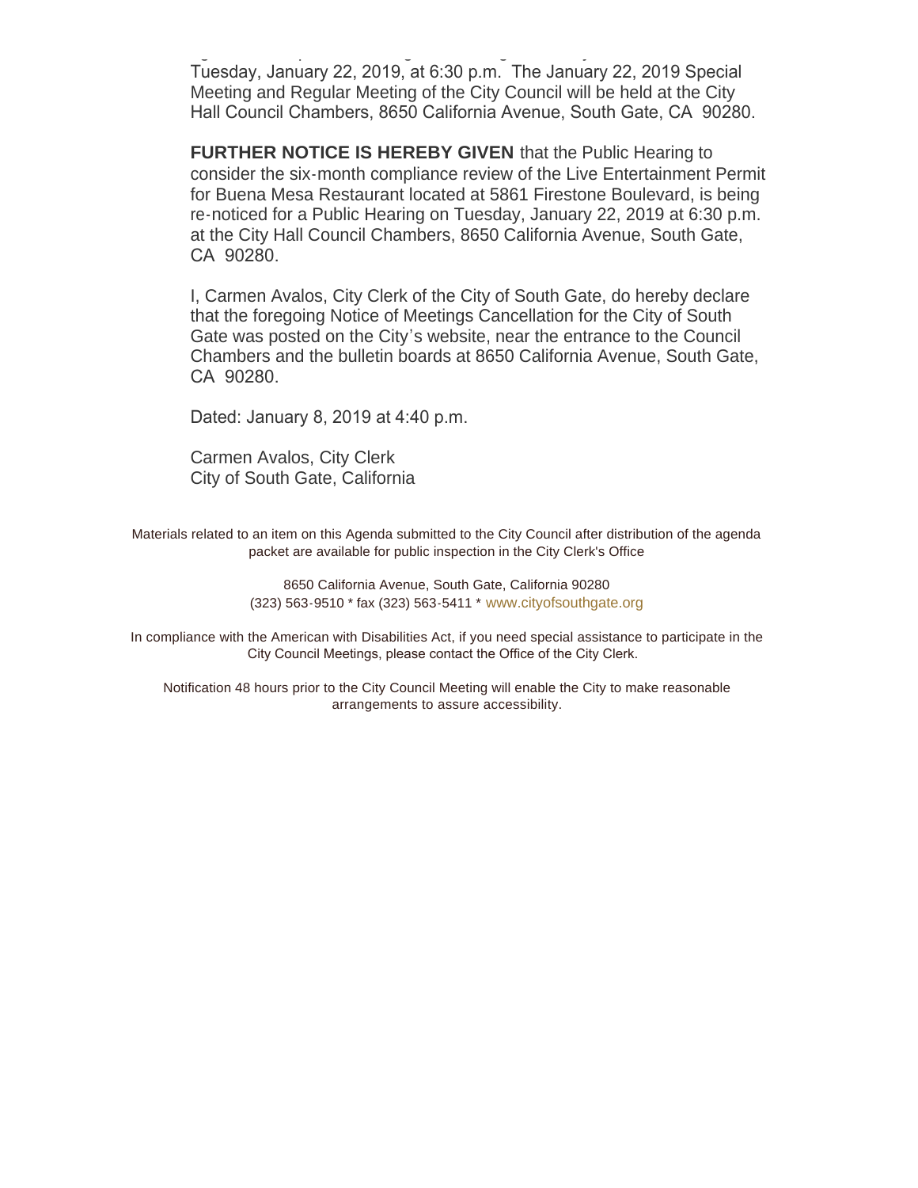Tuesday, January 22, 2019, at 6:30 p.m. The January 22, 2019 Special Meeting and Regular Meeting of the City Council will be held at the City Hall Council Chambers, 8650 California Avenue, South Gate, CA 90280.

**FURTHER NOTICE IS HEREBY GIVEN** that the Public Hearing to consider the six-month compliance review of the Live Entertainment Permit for Buena Mesa Restaurant located at 5861 Firestone Boulevard, is being re-noticed for a Public Hearing on Tuesday, January 22, 2019 at 6:30 p.m. at the City Hall Council Chambers, 8650 California Avenue, South Gate, CA 90280.

I, Carmen Avalos, City Clerk of the City of South Gate, do hereby declare that the foregoing Notice of Meetings Cancellation for the City of South Gate was posted on the City's website, near the entrance to the Council Chambers and the bulletin boards at 8650 California Avenue, South Gate, CA 90280.

Dated: January 8, 2019 at 4:40 p.m.

Carmen Avalos, City Clerk
City of South Gate, California

Materials related to an item on this Agenda submitted to the City Council after distribution of the agenda packet are available for public inspection in the City Clerk's Office

8650 California Avenue, South Gate, California 90280
(323) 563-9510 * fax (323) 563-5411 * www.cityofsouthgate.org

In compliance with the American with Disabilities Act, if you need special assistance to participate in the City Council Meetings, please contact the Office of the City Clerk.

Notification 48 hours prior to the City Council Meeting will enable the City to make reasonable arrangements to assure accessibility.